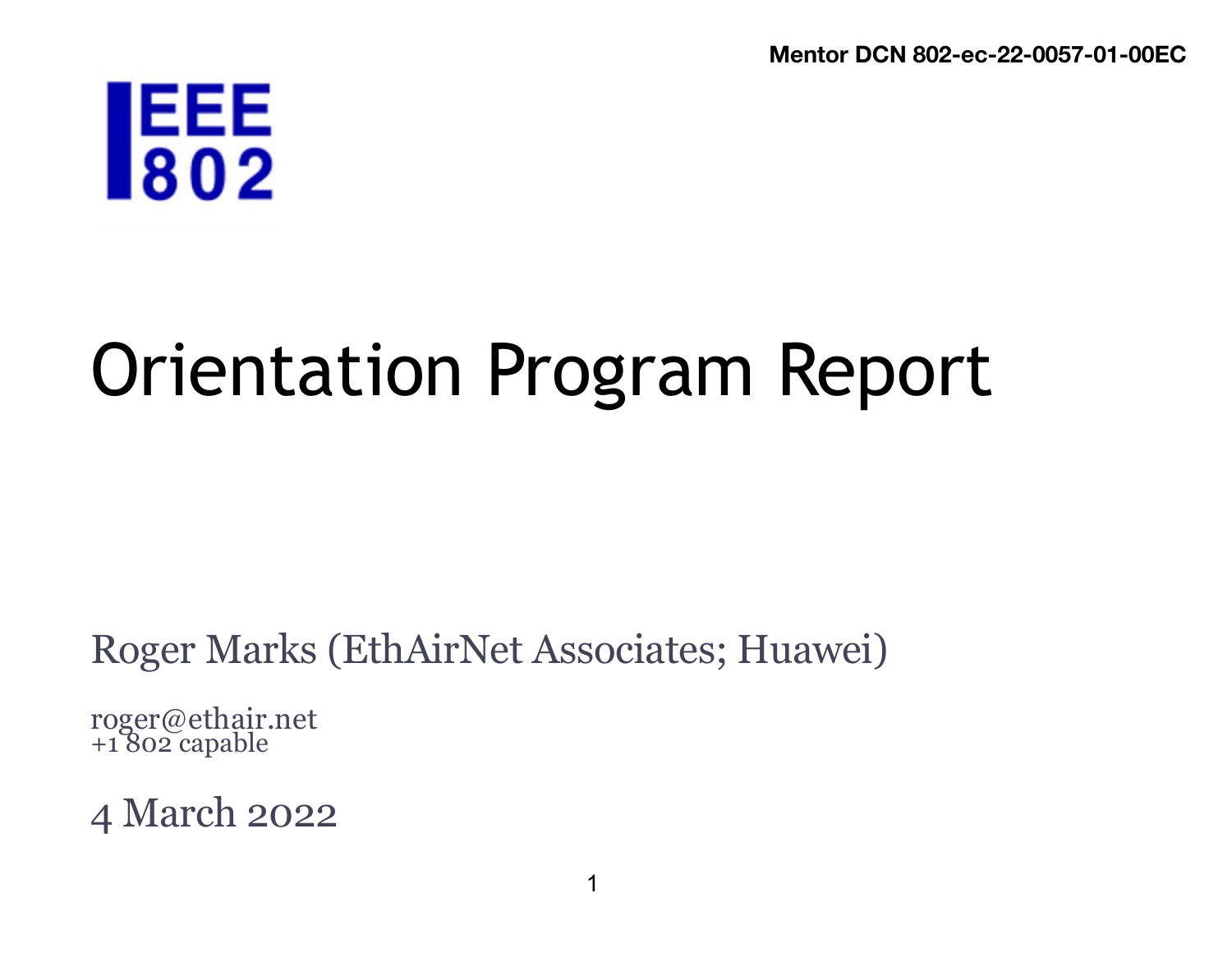Mentor DCN 802-ec-22-0057-01-00EC

IEEE 802

# Orientation Program Report

Roger Marks (EthAirNet Associates; Huawei)

roger@ethair.net
+1 802 capable

4 March 2022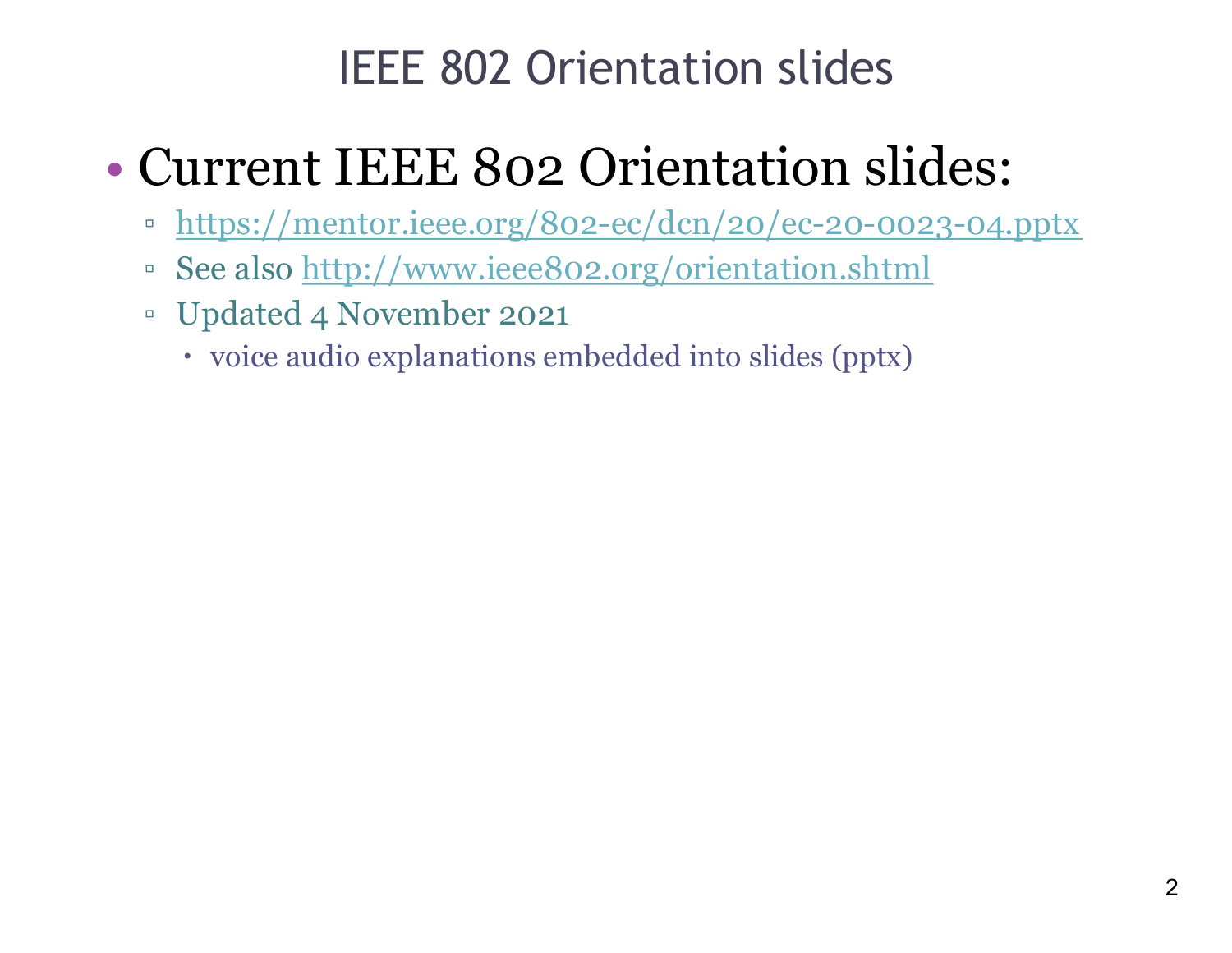# IEEE 802 Orientation slides

- Current IEEE 802 Orientation slides:
  - https://mentor.ieee.org/802-ec/dcn/20/ec-20-0023-04.pptx
  - See also http://www.ieee802.org/orientation.shtml
  - Updated 4 November 2021
    - voice audio explanations embedded into slides (pptx)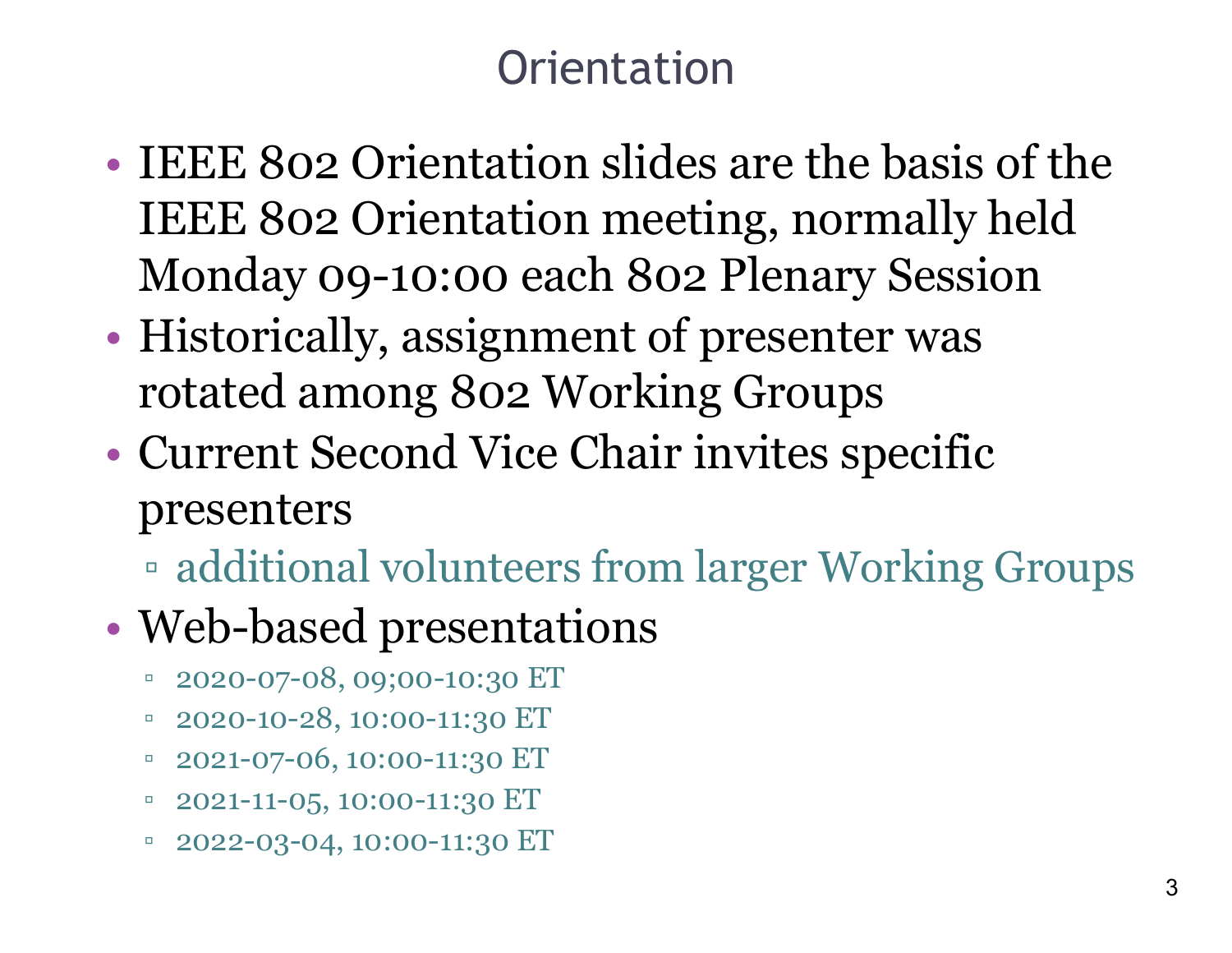# Orientation

- IEEE 802 Orientation slides are the basis of the IEEE 802 Orientation meeting, normally held Monday 09-10:00 each 802 Plenary Session
- Historically, assignment of presenter was rotated among 802 Working Groups
- Current Second Vice Chair invites specific presenters
  - additional volunteers from larger Working Groups
- Web-based presentations
  - 2020-07-08, 09;00-10:30 ET
  - 2020-10-28, 10:00-11:30 ET
  - 2021-07-06, 10:00-11:30 ET
  - 2021-11-05, 10:00-11:30 ET
  - 2022-03-04, 10:00-11:30 ET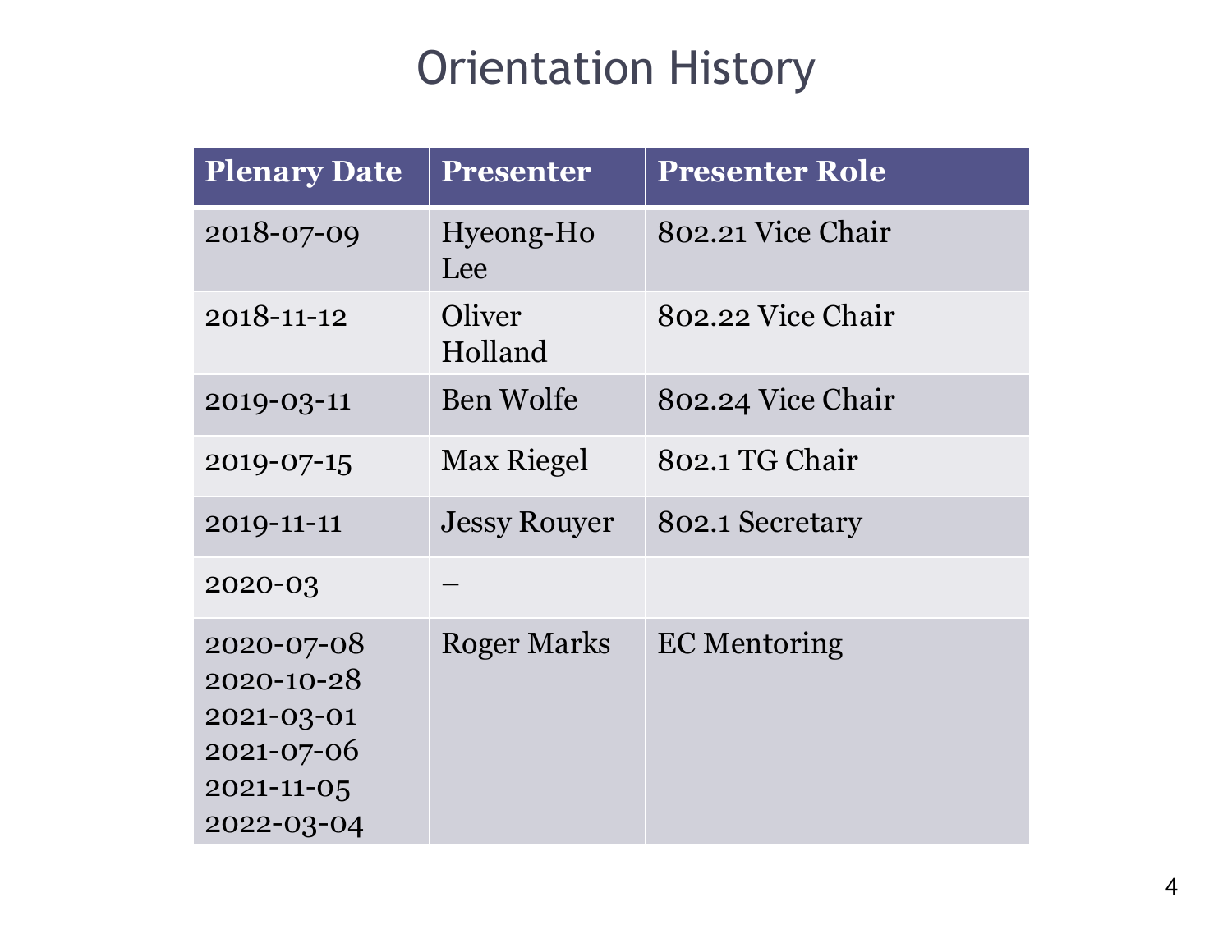# Orientation History

| Plenary Date | Presenter | Presenter Role |
|---|---|---|
| 2018-07-09 | Hyeong-Ho Lee | 802.21 Vice Chair |
| 2018-11-12 | Oliver Holland | 802.22 Vice Chair |
| 2019-03-11 | Ben Wolfe | 802.24 Vice Chair |
| 2019-07-15 | Max Riegel | 802.1 TG Chair |
| 2019-11-11 | Jessy Rouyer | 802.1 Secretary |
| 2020-03 | – | |
| 2020-07-08<br>2020-10-28<br>2021-03-01<br>2021-07-06<br>2021-11-05<br>2022-03-04 | Roger Marks | EC Mentoring |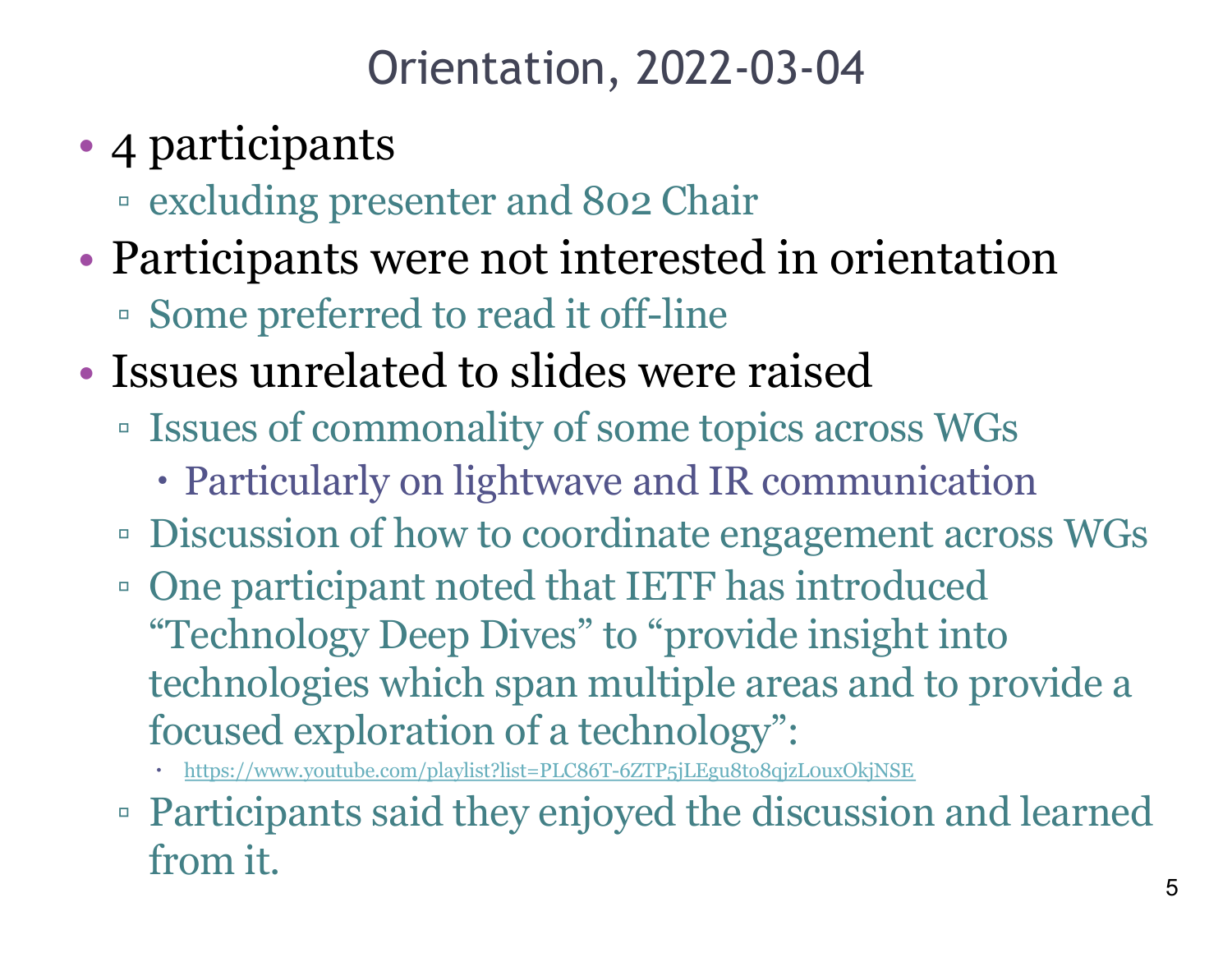# Orientation, 2022-03-04

- 4 participants
  - excluding presenter and 802 Chair
- Participants were not interested in orientation
  - Some preferred to read it off-line
- Issues unrelated to slides were raised
  - Issues of commonality of some topics across WGs
    - Particularly on lightwave and IR communication
  - Discussion of how to coordinate engagement across WGs
  - One participant noted that IETF has introduced "Technology Deep Dives" to "provide insight into technologies which span multiple areas and to provide a focused exploration of a technology":
    - https://www.youtube.com/playlist?list=PLC86T-6ZTP5jLEgu8to8qjzLouxOkjNSE
  - Participants said they enjoyed the discussion and learned from it.